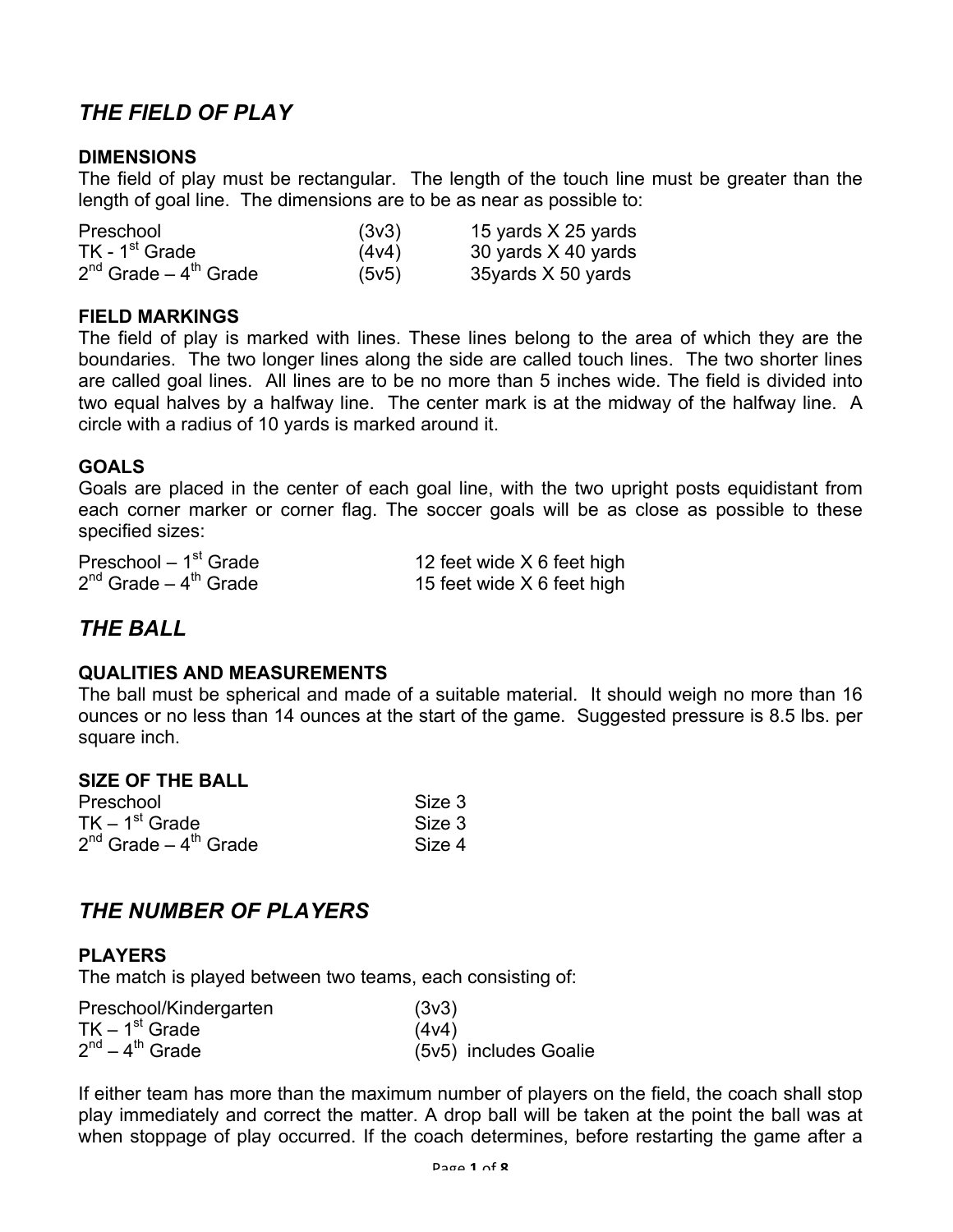## *THE FIELD OF PLAY*

### DIMENSIONS

The field of play must be rectangular. The length of the touch line must be greater than the length of goal line. The dimensions are to be as near as possible to:

| | | |
|---|---|---|
| Preschool | (3v3) | 15 yards X 25 yards |
| TK - 1st Grade | (4v4) | 30 yards X 40 yards |
| 2nd Grade – 4th Grade | (5v5) | 35yards X 50 yards |

### FIELD MARKINGS

The field of play is marked with lines. These lines belong to the area of which they are the boundaries. The two longer lines along the side are called touch lines. The two shorter lines are called goal lines. All lines are to be no more than 5 inches wide. The field is divided into two equal halves by a halfway line. The center mark is at the midway of the halfway line. A circle with a radius of 10 yards is marked around it.

### GOALS

Goals are placed in the center of each goal line, with the two upright posts equidistant from each corner marker or corner flag. The soccer goals will be as close as possible to these specified sizes:

| | |
|---|---|
| Preschool – 1st Grade | 12 feet wide X 6 feet high |
| 2nd Grade – 4th Grade | 15 feet wide X 6 feet high |

## *THE BALL*

### QUALITIES AND MEASUREMENTS

The ball must be spherical and made of a suitable material. It should weigh no more than 16 ounces or no less than 14 ounces at the start of the game. Suggested pressure is 8.5 lbs. per square inch.

### SIZE OF THE BALL

| | |
|---|---|
| Preschool | Size 3 |
| TK – 1st Grade | Size 3 |
| 2nd Grade – 4th Grade | Size 4 |

## *THE NUMBER OF PLAYERS*

### PLAYERS

The match is played between two teams, each consisting of:

| | |
|---|---|
| Preschool/Kindergarten | (3v3) |
| TK – 1st Grade | (4v4) |
| 2nd – 4th Grade | (5v5) includes Goalie |

If either team has more than the maximum number of players on the field, the coach shall stop play immediately and correct the matter. A drop ball will be taken at the point the ball was at when stoppage of play occurred. If the coach determines, before restarting the game after a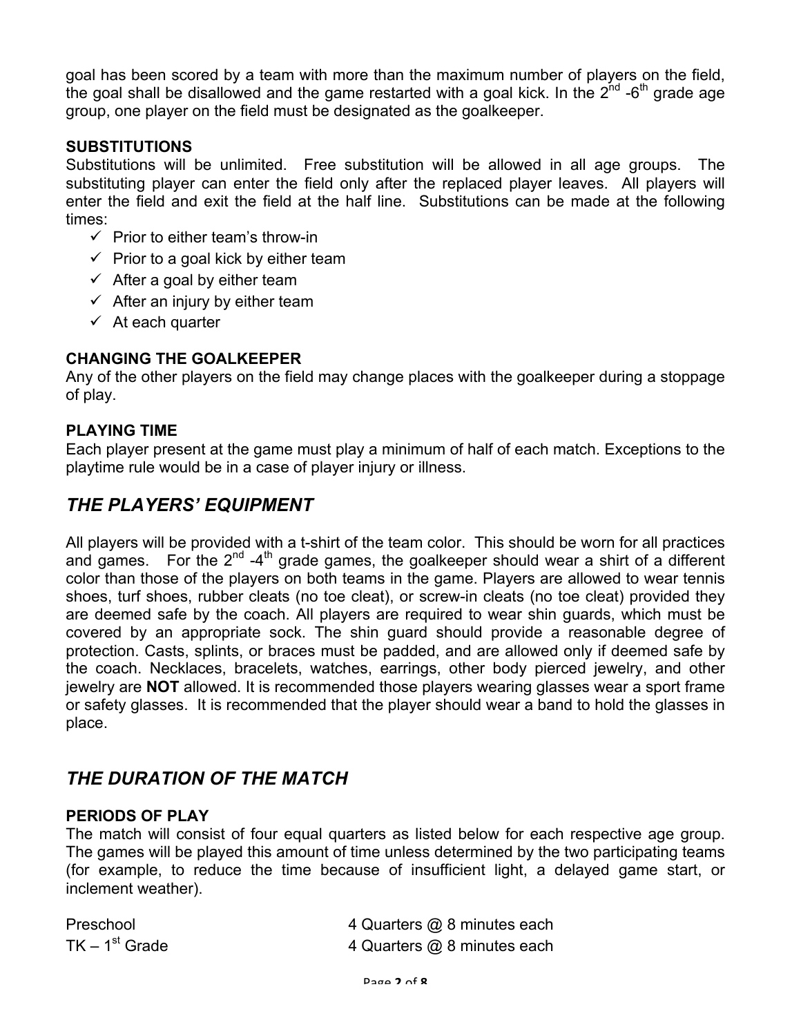goal has been scored by a team with more than the maximum number of players on the field, the goal shall be disallowed and the game restarted with a goal kick. In the 2nd -6th grade age group, one player on the field must be designated as the goalkeeper.

### SUBSTITUTIONS

Substitutions will be unlimited. Free substitution will be allowed in all age groups. The substituting player can enter the field only after the replaced player leaves. All players will enter the field and exit the field at the half line. Substitutions can be made at the following times:

- ✓ Prior to either team's throw-in
- ✓ Prior to a goal kick by either team
- ✓ After a goal by either team
- ✓ After an injury by either team
- ✓ At each quarter

### CHANGING THE GOALKEEPER

Any of the other players on the field may change places with the goalkeeper during a stoppage of play.

### PLAYING TIME

Each player present at the game must play a minimum of half of each match. Exceptions to the playtime rule would be in a case of player injury or illness.

## *THE PLAYERS' EQUIPMENT*

All players will be provided with a t-shirt of the team color. This should be worn for all practices and games. For the 2nd -4th grade games, the goalkeeper should wear a shirt of a different color than those of the players on both teams in the game. Players are allowed to wear tennis shoes, turf shoes, rubber cleats (no toe cleat), or screw-in cleats (no toe cleat) provided they are deemed safe by the coach. All players are required to wear shin guards, which must be covered by an appropriate sock. The shin guard should provide a reasonable degree of protection. Casts, splints, or braces must be padded, and are allowed only if deemed safe by the coach. Necklaces, bracelets, watches, earrings, other body pierced jewelry, and other jewelry are **NOT** allowed. It is recommended those players wearing glasses wear a sport frame or safety glasses. It is recommended that the player should wear a band to hold the glasses in place.

## *THE DURATION OF THE MATCH*

### PERIODS OF PLAY

The match will consist of four equal quarters as listed below for each respective age group. The games will be played this amount of time unless determined by the two participating teams (for example, to reduce the time because of insufficient light, a delayed game start, or inclement weather).

| | |
|---|---|
| Preschool | 4 Quarters @ 8 minutes each |
| TK – 1st Grade | 4 Quarters @ 8 minutes each |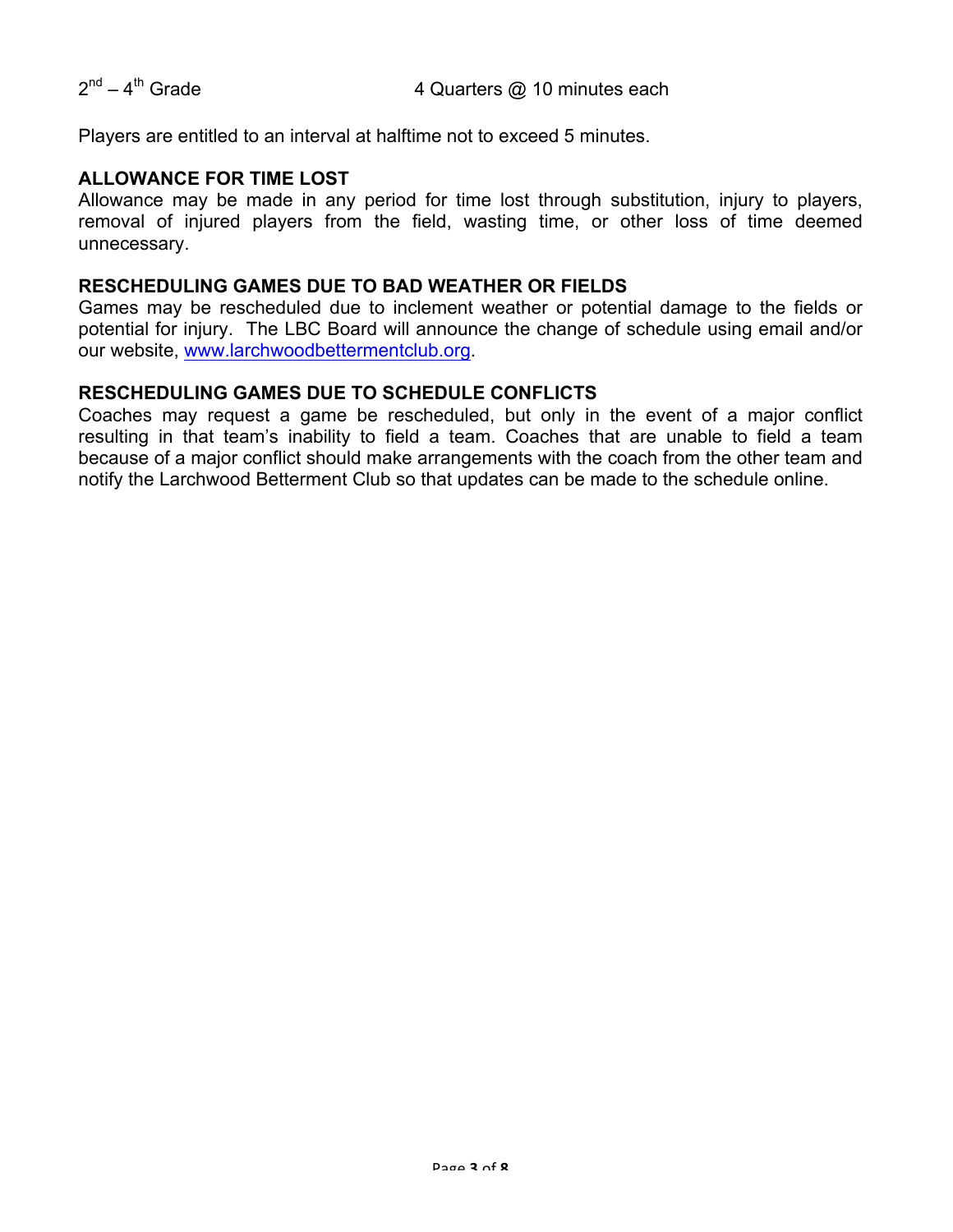| | |
|---|---|
| 2nd – 4th Grade | 4 Quarters @ 10 minutes each |

Players are entitled to an interval at halftime not to exceed 5 minutes.

**ALLOWANCE FOR TIME LOST**

Allowance may be made in any period for time lost through substitution, injury to players, removal of injured players from the field, wasting time, or other loss of time deemed unnecessary.

**RESCHEDULING GAMES DUE TO BAD WEATHER OR FIELDS**

Games may be rescheduled due to inclement weather or potential damage to the fields or potential for injury. The LBC Board will announce the change of schedule using email and/or our website, www.larchwoodbettermentclub.org.

**RESCHEDULING GAMES DUE TO SCHEDULE CONFLICTS**

Coaches may request a game be rescheduled, but only in the event of a major conflict resulting in that team's inability to field a team. Coaches that are unable to field a team because of a major conflict should make arrangements with the coach from the other team and notify the Larchwood Betterment Club so that updates can be made to the schedule online.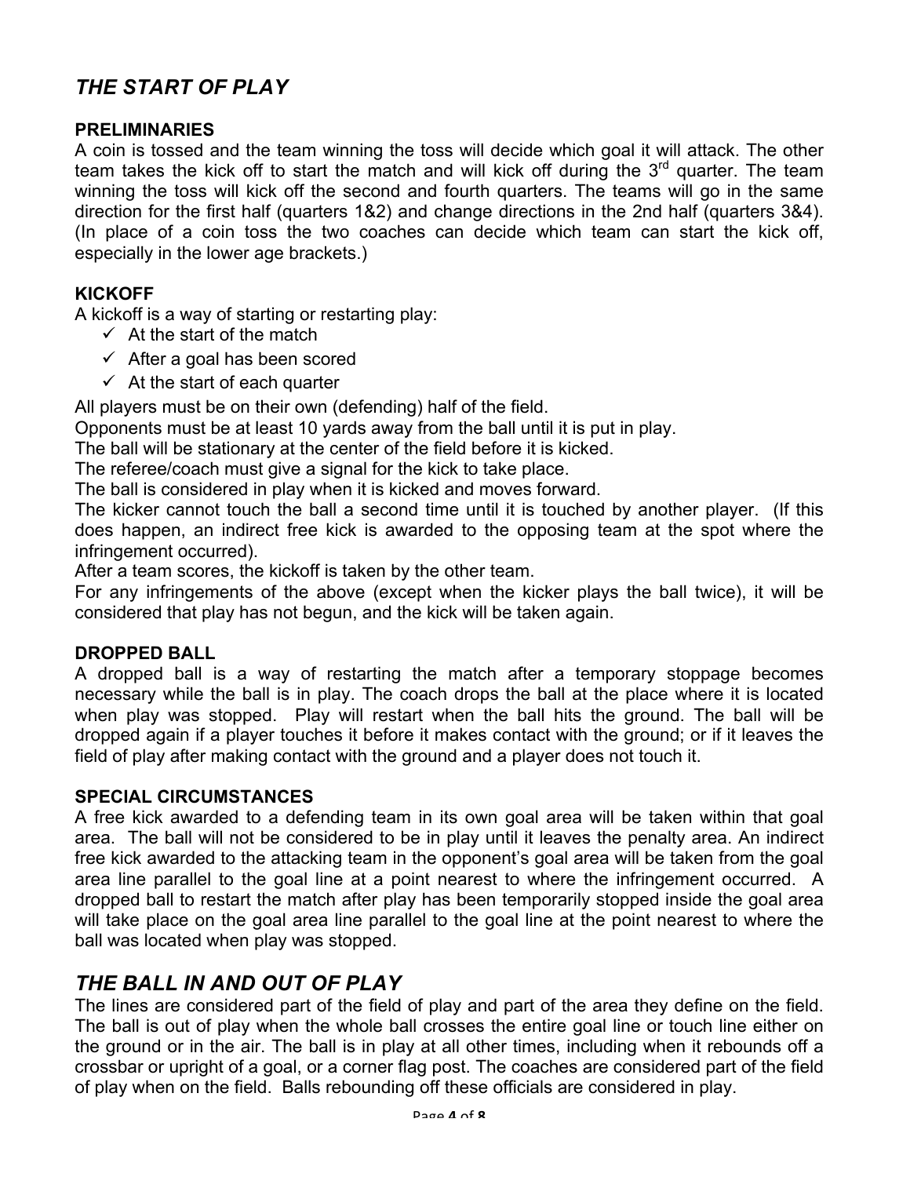## *THE START OF PLAY*

### PRELIMINARIES

A coin is tossed and the team winning the toss will decide which goal it will attack. The other team takes the kick off to start the match and will kick off during the 3rd quarter. The team winning the toss will kick off the second and fourth quarters. The teams will go in the same direction for the first half (quarters 1&2) and change directions in the 2nd half (quarters 3&4). (In place of a coin toss the two coaches can decide which team can start the kick off, especially in the lower age brackets.)

### KICKOFF

A kickoff is a way of starting or restarting play:

- ✓ At the start of the match
- ✓ After a goal has been scored
- ✓ At the start of each quarter

All players must be on their own (defending) half of the field.
Opponents must be at least 10 yards away from the ball until it is put in play.
The ball will be stationary at the center of the field before it is kicked.
The referee/coach must give a signal for the kick to take place.
The ball is considered in play when it is kicked and moves forward.
The kicker cannot touch the ball a second time until it is touched by another player. (If this does happen, an indirect free kick is awarded to the opposing team at the spot where the infringement occurred).
After a team scores, the kickoff is taken by the other team.
For any infringements of the above (except when the kicker plays the ball twice), it will be considered that play has not begun, and the kick will be taken again.

### DROPPED BALL

A dropped ball is a way of restarting the match after a temporary stoppage becomes necessary while the ball is in play. The coach drops the ball at the place where it is located when play was stopped. Play will restart when the ball hits the ground. The ball will be dropped again if a player touches it before it makes contact with the ground; or if it leaves the field of play after making contact with the ground and a player does not touch it.

### SPECIAL CIRCUMSTANCES

A free kick awarded to a defending team in its own goal area will be taken within that goal area. The ball will not be considered to be in play until it leaves the penalty area. An indirect free kick awarded to the attacking team in the opponent's goal area will be taken from the goal area line parallel to the goal line at a point nearest to where the infringement occurred. A dropped ball to restart the match after play has been temporarily stopped inside the goal area will take place on the goal area line parallel to the goal line at the point nearest to where the ball was located when play was stopped.

## *THE BALL IN AND OUT OF PLAY*

The lines are considered part of the field of play and part of the area they define on the field. The ball is out of play when the whole ball crosses the entire goal line or touch line either on the ground or in the air. The ball is in play at all other times, including when it rebounds off a crossbar or upright of a goal, or a corner flag post. The coaches are considered part of the field of play when on the field. Balls rebounding off these officials are considered in play.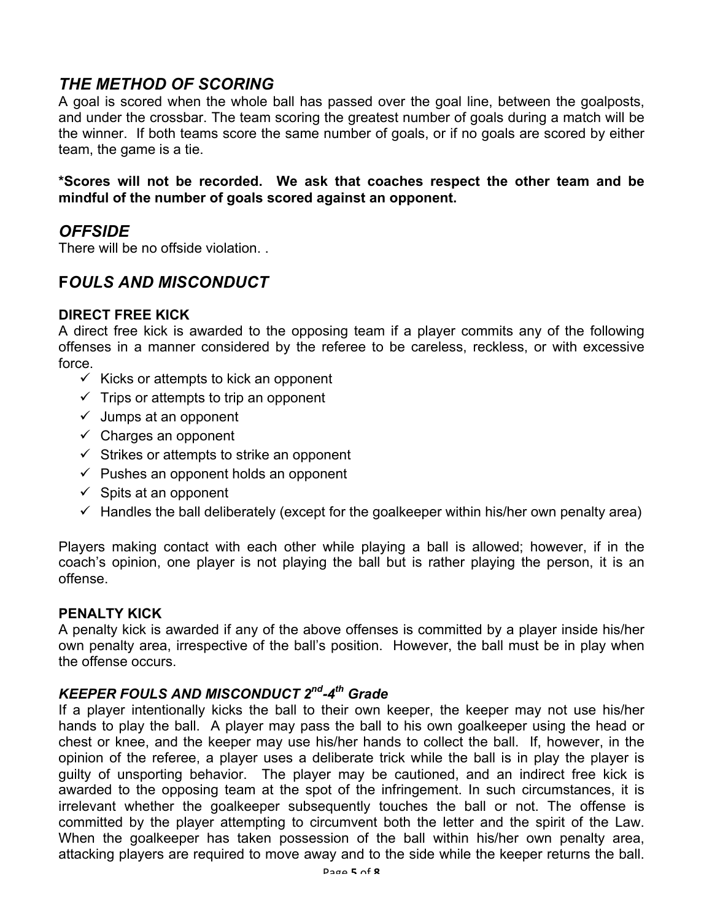## *THE METHOD OF SCORING*

A goal is scored when the whole ball has passed over the goal line, between the goalposts, and under the crossbar. The team scoring the greatest number of goals during a match will be the winner. If both teams score the same number of goals, or if no goals are scored by either team, the game is a tie.

**\*Scores will not be recorded. We ask that coaches respect the other team and be mindful of the number of goals scored against an opponent.**

## *OFFSIDE*

There will be no offside violation. .

## F*OULS AND MISCONDUCT*

### DIRECT FREE KICK

A direct free kick is awarded to the opposing team if a player commits any of the following offenses in a manner considered by the referee to be careless, reckless, or with excessive force.

- ✓ Kicks or attempts to kick an opponent
- ✓ Trips or attempts to trip an opponent
- ✓ Jumps at an opponent
- ✓ Charges an opponent
- ✓ Strikes or attempts to strike an opponent
- ✓ Pushes an opponent holds an opponent
- ✓ Spits at an opponent
- ✓ Handles the ball deliberately (except for the goalkeeper within his/her own penalty area)

Players making contact with each other while playing a ball is allowed; however, if in the coach's opinion, one player is not playing the ball but is rather playing the person, it is an offense.

### PENALTY KICK

A penalty kick is awarded if any of the above offenses is committed by a player inside his/her own penalty area, irrespective of the ball's position. However, the ball must be in play when the offense occurs.

### *KEEPER FOULS AND MISCONDUCT 2nd-4th Grade*

If a player intentionally kicks the ball to their own keeper, the keeper may not use his/her hands to play the ball. A player may pass the ball to his own goalkeeper using the head or chest or knee, and the keeper may use his/her hands to collect the ball. If, however, in the opinion of the referee, a player uses a deliberate trick while the ball is in play the player is guilty of unsporting behavior. The player may be cautioned, and an indirect free kick is awarded to the opposing team at the spot of the infringement. In such circumstances, it is irrelevant whether the goalkeeper subsequently touches the ball or not. The offense is committed by the player attempting to circumvent both the letter and the spirit of the Law. When the goalkeeper has taken possession of the ball within his/her own penalty area, attacking players are required to move away and to the side while the keeper returns the ball.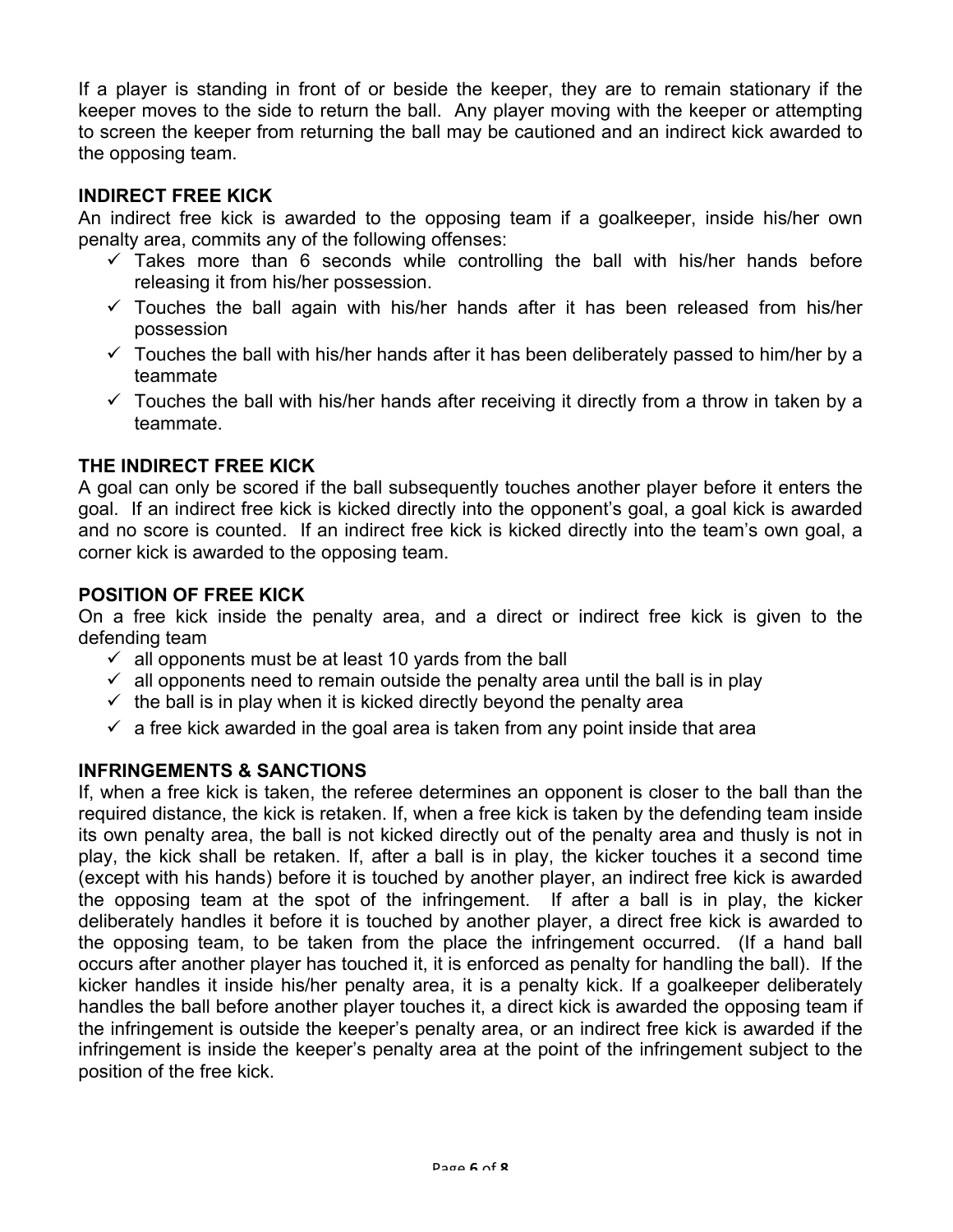If a player is standing in front of or beside the keeper, they are to remain stationary if the keeper moves to the side to return the ball. Any player moving with the keeper or attempting to screen the keeper from returning the ball may be cautioned and an indirect kick awarded to the opposing team.

**INDIRECT FREE KICK**

An indirect free kick is awarded to the opposing team if a goalkeeper, inside his/her own penalty area, commits any of the following offenses:

- ✓ Takes more than 6 seconds while controlling the ball with his/her hands before releasing it from his/her possession.
- ✓ Touches the ball again with his/her hands after it has been released from his/her possession
- ✓ Touches the ball with his/her hands after it has been deliberately passed to him/her by a teammate
- ✓ Touches the ball with his/her hands after receiving it directly from a throw in taken by a teammate.

**THE INDIRECT FREE KICK**

A goal can only be scored if the ball subsequently touches another player before it enters the goal. If an indirect free kick is kicked directly into the opponent's goal, a goal kick is awarded and no score is counted. If an indirect free kick is kicked directly into the team's own goal, a corner kick is awarded to the opposing team.

**POSITION OF FREE KICK**

On a free kick inside the penalty area, and a direct or indirect free kick is given to the defending team

- ✓ all opponents must be at least 10 yards from the ball
- ✓ all opponents need to remain outside the penalty area until the ball is in play
- ✓ the ball is in play when it is kicked directly beyond the penalty area
- ✓ a free kick awarded in the goal area is taken from any point inside that area

**INFRINGEMENTS & SANCTIONS**

If, when a free kick is taken, the referee determines an opponent is closer to the ball than the required distance, the kick is retaken. If, when a free kick is taken by the defending team inside its own penalty area, the ball is not kicked directly out of the penalty area and thusly is not in play, the kick shall be retaken. If, after a ball is in play, the kicker touches it a second time (except with his hands) before it is touched by another player, an indirect free kick is awarded the opposing team at the spot of the infringement. If after a ball is in play, the kicker deliberately handles it before it is touched by another player, a direct free kick is awarded to the opposing team, to be taken from the place the infringement occurred. (If a hand ball occurs after another player has touched it, it is enforced as penalty for handling the ball). If the kicker handles it inside his/her penalty area, it is a penalty kick. If a goalkeeper deliberately handles the ball before another player touches it, a direct kick is awarded the opposing team if the infringement is outside the keeper's penalty area, or an indirect free kick is awarded if the infringement is inside the keeper's penalty area at the point of the infringement subject to the position of the free kick.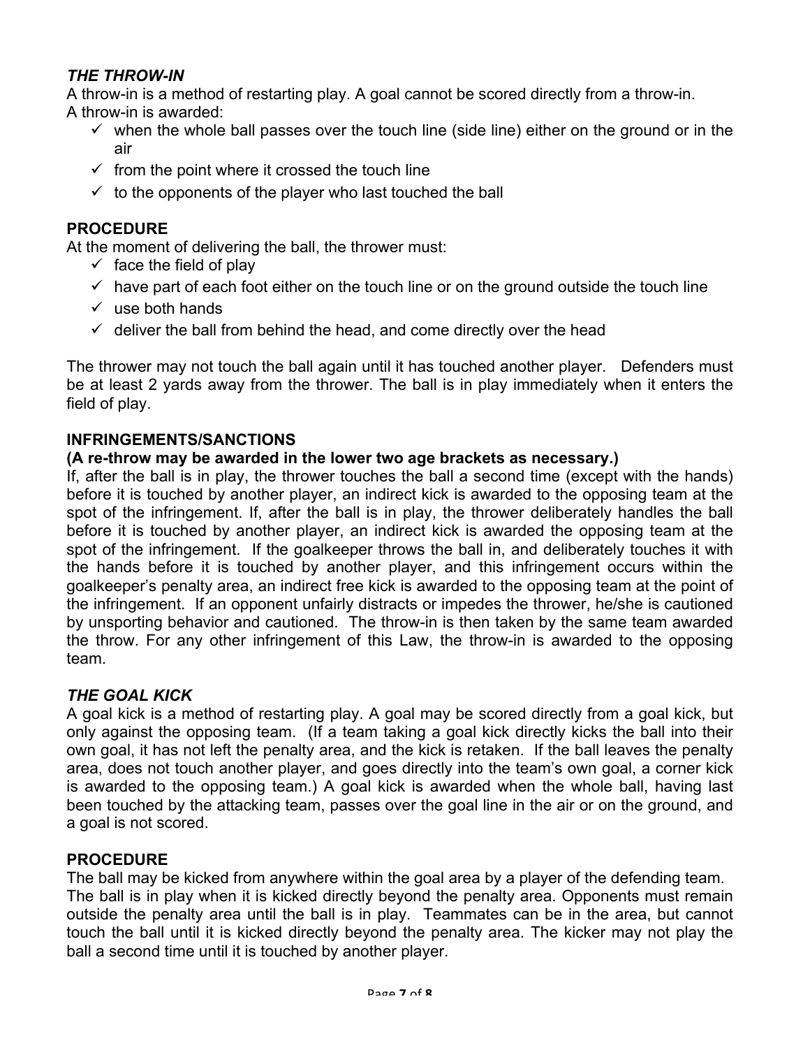### *THE THROW-IN*

A throw-in is a method of restarting play. A goal cannot be scored directly from a throw-in.
A throw-in is awarded:

- ✓ when the whole ball passes over the touch line (side line) either on the ground or in the air
- ✓ from the point where it crossed the touch line
- ✓ to the opponents of the player who last touched the ball

**PROCEDURE**

At the moment of delivering the ball, the thrower must:

- ✓ face the field of play
- ✓ have part of each foot either on the touch line or on the ground outside the touch line
- ✓ use both hands
- ✓ deliver the ball from behind the head, and come directly over the head

The thrower may not touch the ball again until it has touched another player. Defenders must be at least 2 yards away from the thrower. The ball is in play immediately when it enters the field of play.

**INFRINGEMENTS/SANCTIONS**

**(A re-throw may be awarded in the lower two age brackets as necessary.)**

If, after the ball is in play, the thrower touches the ball a second time (except with the hands) before it is touched by another player, an indirect kick is awarded to the opposing team at the spot of the infringement. If, after the ball is in play, the thrower deliberately handles the ball before it is touched by another player, an indirect kick is awarded the opposing team at the spot of the infringement. If the goalkeeper throws the ball in, and deliberately touches it with the hands before it is touched by another player, and this infringement occurs within the goalkeeper's penalty area, an indirect free kick is awarded to the opposing team at the point of the infringement. If an opponent unfairly distracts or impedes the thrower, he/she is cautioned by unsporting behavior and cautioned. The throw-in is then taken by the same team awarded the throw. For any other infringement of this Law, the throw-in is awarded to the opposing team.

### *THE GOAL KICK*

A goal kick is a method of restarting play. A goal may be scored directly from a goal kick, but only against the opposing team. (If a team taking a goal kick directly kicks the ball into their own goal, it has not left the penalty area, and the kick is retaken. If the ball leaves the penalty area, does not touch another player, and goes directly into the team's own goal, a corner kick is awarded to the opposing team.) A goal kick is awarded when the whole ball, having last been touched by the attacking team, passes over the goal line in the air or on the ground, and a goal is not scored.

**PROCEDURE**

The ball may be kicked from anywhere within the goal area by a player of the defending team.
The ball is in play when it is kicked directly beyond the penalty area. Opponents must remain outside the penalty area until the ball is in play. Teammates can be in the area, but cannot touch the ball until it is kicked directly beyond the penalty area. The kicker may not play the ball a second time until it is touched by another player.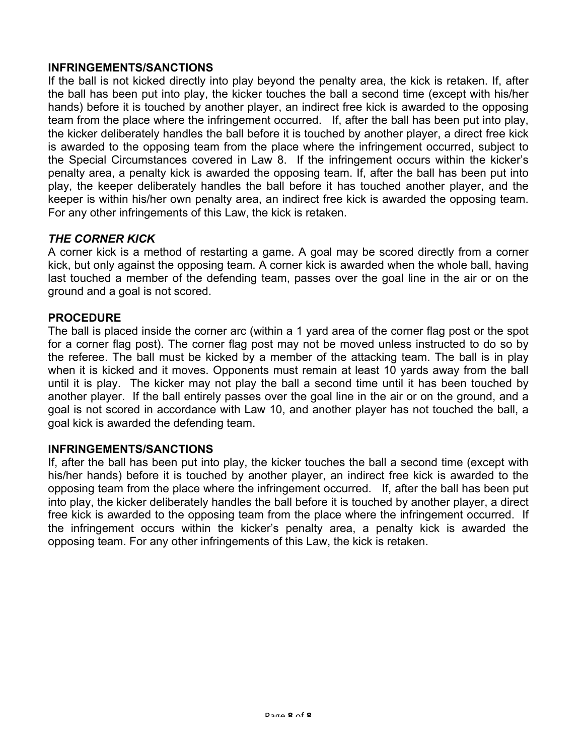**INFRINGEMENTS/SANCTIONS**

If the ball is not kicked directly into play beyond the penalty area, the kick is retaken. If, after the ball has been put into play, the kicker touches the ball a second time (except with his/her hands) before it is touched by another player, an indirect free kick is awarded to the opposing team from the place where the infringement occurred. If, after the ball has been put into play, the kicker deliberately handles the ball before it is touched by another player, a direct free kick is awarded to the opposing team from the place where the infringement occurred, subject to the Special Circumstances covered in Law 8. If the infringement occurs within the kicker's penalty area, a penalty kick is awarded the opposing team. If, after the ball has been put into play, the keeper deliberately handles the ball before it has touched another player, and the keeper is within his/her own penalty area, an indirect free kick is awarded the opposing team. For any other infringements of this Law, the kick is retaken.

***THE CORNER KICK***

A corner kick is a method of restarting a game. A goal may be scored directly from a corner kick, but only against the opposing team. A corner kick is awarded when the whole ball, having last touched a member of the defending team, passes over the goal line in the air or on the ground and a goal is not scored.

**PROCEDURE**

The ball is placed inside the corner arc (within a 1 yard area of the corner flag post or the spot for a corner flag post). The corner flag post may not be moved unless instructed to do so by the referee. The ball must be kicked by a member of the attacking team. The ball is in play when it is kicked and it moves. Opponents must remain at least 10 yards away from the ball until it is play. The kicker may not play the ball a second time until it has been touched by another player. If the ball entirely passes over the goal line in the air or on the ground, and a goal is not scored in accordance with Law 10, and another player has not touched the ball, a goal kick is awarded the defending team.

**INFRINGEMENTS/SANCTIONS**

If, after the ball has been put into play, the kicker touches the ball a second time (except with his/her hands) before it is touched by another player, an indirect free kick is awarded to the opposing team from the place where the infringement occurred. If, after the ball has been put into play, the kicker deliberately handles the ball before it is touched by another player, a direct free kick is awarded to the opposing team from the place where the infringement occurred. If the infringement occurs within the kicker's penalty area, a penalty kick is awarded the opposing team. For any other infringements of this Law, the kick is retaken.